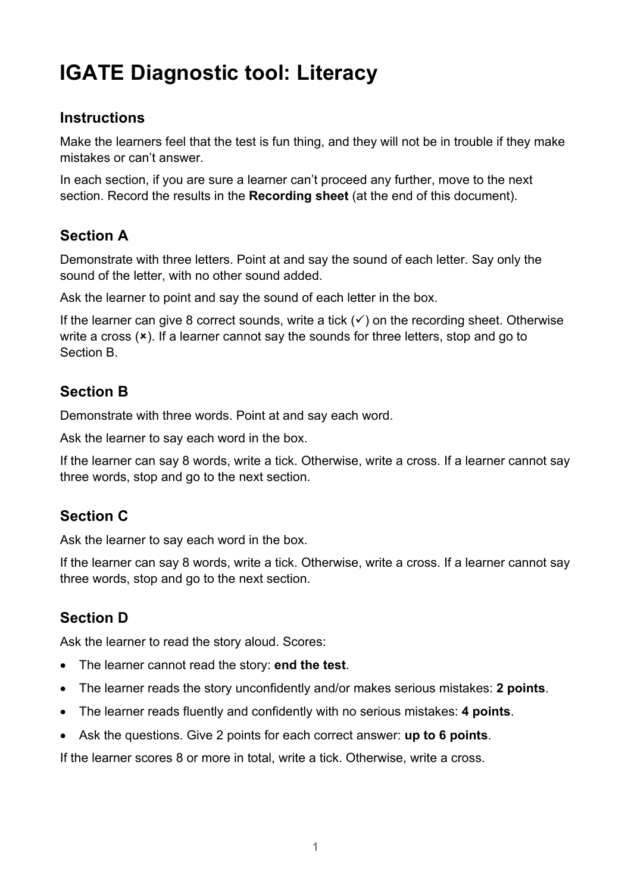# IGATE Diagnostic tool: Literacy

## Instructions

Make the learners feel that the test is fun thing, and they will not be in trouble if they make mistakes or can't answer.

In each section, if you are sure a learner can't proceed any further, move to the next section. Record the results in the **Recording sheet** (at the end of this document).

## Section A

Demonstrate with three letters. Point at and say the sound of each letter. Say only the sound of the letter, with no other sound added.

Ask the learner to point and say the sound of each letter in the box.

If the learner can give 8 correct sounds, write a tick (✓) on the recording sheet. Otherwise write a cross (×). If a learner cannot say the sounds for three letters, stop and go to Section B.

## Section B

Demonstrate with three words. Point at and say each word.

Ask the learner to say each word in the box.

If the learner can say 8 words, write a tick. Otherwise, write a cross. If a learner cannot say three words, stop and go to the next section.

## Section C

Ask the learner to say each word in the box.

If the learner can say 8 words, write a tick. Otherwise, write a cross. If a learner cannot say three words, stop and go to the next section.

## Section D

Ask the learner to read the story aloud. Scores:

- The learner cannot read the story: **end the test**.
- The learner reads the story unconfidently and/or makes serious mistakes: **2 points**.
- The learner reads fluently and confidently with no serious mistakes: **4 points**.
- Ask the questions. Give 2 points for each correct answer: **up to 6 points**.

If the learner scores 8 or more in total, write a tick. Otherwise, write a cross.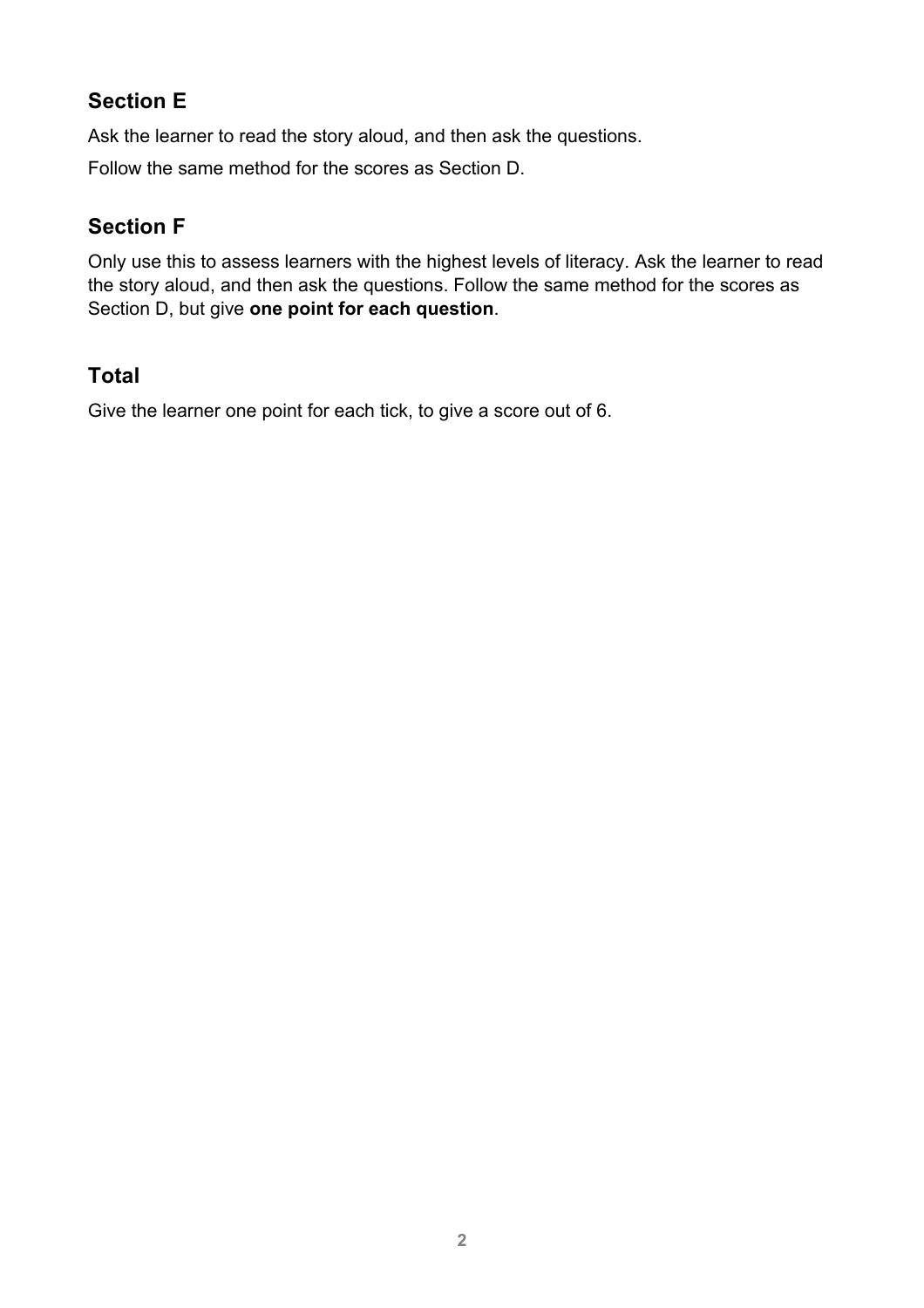## Section E

Ask the learner to read the story aloud, and then ask the questions.

Follow the same method for the scores as Section D.

## Section F

Only use this to assess learners with the highest levels of literacy. Ask the learner to read the story aloud, and then ask the questions. Follow the same method for the scores as Section D, but give **one point for each question**.

## Total

Give the learner one point for each tick, to give a score out of 6.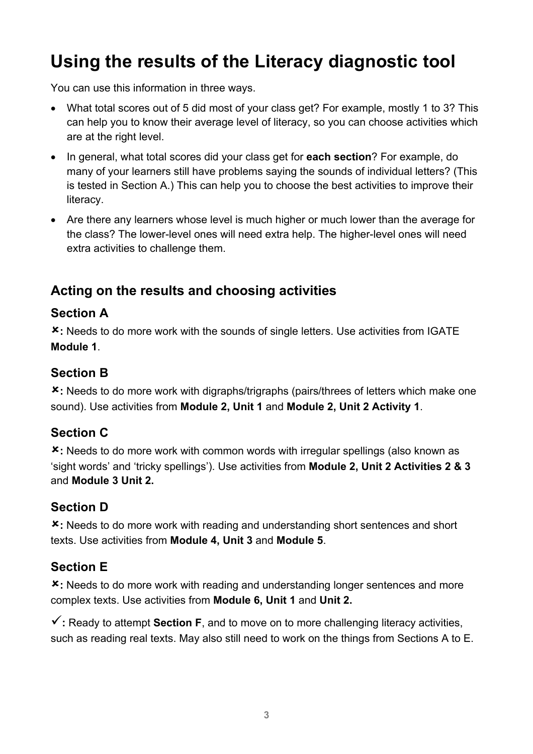# Using the results of the Literacy diagnostic tool

You can use this information in three ways.

- What total scores out of 5 did most of your class get? For example, mostly 1 to 3? This can help you to know their average level of literacy, so you can choose activities which are at the right level.
- In general, what total scores did your class get for **each section**? For example, do many of your learners still have problems saying the sounds of individual letters? (This is tested in Section A.) This can help you to choose the best activities to improve their literacy.
- Are there any learners whose level is much higher or much lower than the average for the class? The lower-level ones will need extra help. The higher-level ones will need extra activities to challenge them.

## Acting on the results and choosing activities

### Section A

**✘:** Needs to do more work with the sounds of single letters. Use activities from IGATE **Module 1**.

### Section B

**✘:** Needs to do more work with digraphs/trigraphs (pairs/threes of letters which make one sound). Use activities from **Module 2, Unit 1** and **Module 2, Unit 2 Activity 1**.

### Section C

**✘:** Needs to do more work with common words with irregular spellings (also known as 'sight words' and 'tricky spellings'). Use activities from **Module 2, Unit 2 Activities 2 & 3** and **Module 3 Unit 2.**

### Section D

**✘:** Needs to do more work with reading and understanding short sentences and short texts. Use activities from **Module 4, Unit 3** and **Module 5**.

### Section E

**✘:** Needs to do more work with reading and understanding longer sentences and more complex texts. Use activities from **Module 6, Unit 1** and **Unit 2.**

**✓:** Ready to attempt **Section F**, and to move on to more challenging literacy activities, such as reading real texts. May also still need to work on the things from Sections A to E.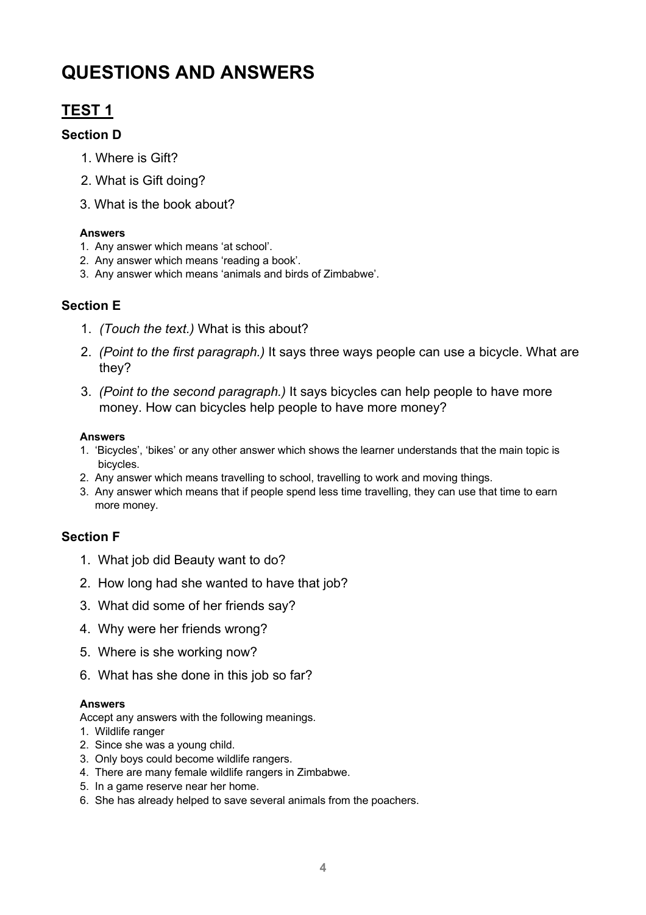# QUESTIONS AND ANSWERS

## TEST 1

### Section D

1. Where is Gift?
2. What is Gift doing?
3. What is the book about?

**Answers**

1. Any answer which means 'at school'.
2. Any answer which means 'reading a book'.
3. Any answer which means 'animals and birds of Zimbabwe'.

### Section E

1. *(Touch the text.)* What is this about?
2. *(Point to the first paragraph.)* It says three ways people can use a bicycle. What are they?
3. *(Point to the second paragraph.)* It says bicycles can help people to have more money. How can bicycles help people to have more money?

**Answers**

1. 'Bicycles', 'bikes' or any other answer which shows the learner understands that the main topic is bicycles.
2. Any answer which means travelling to school, travelling to work and moving things.
3. Any answer which means that if people spend less time travelling, they can use that time to earn more money.

### Section F

1. What job did Beauty want to do?
2. How long had she wanted to have that job?
3. What did some of her friends say?
4. Why were her friends wrong?
5. Where is she working now?
6. What has she done in this job so far?

**Answers**

Accept any answers with the following meanings.

1. Wildlife ranger
2. Since she was a young child.
3. Only boys could become wildlife rangers.
4. There are many female wildlife rangers in Zimbabwe.
5. In a game reserve near her home.
6. She has already helped to save several animals from the poachers.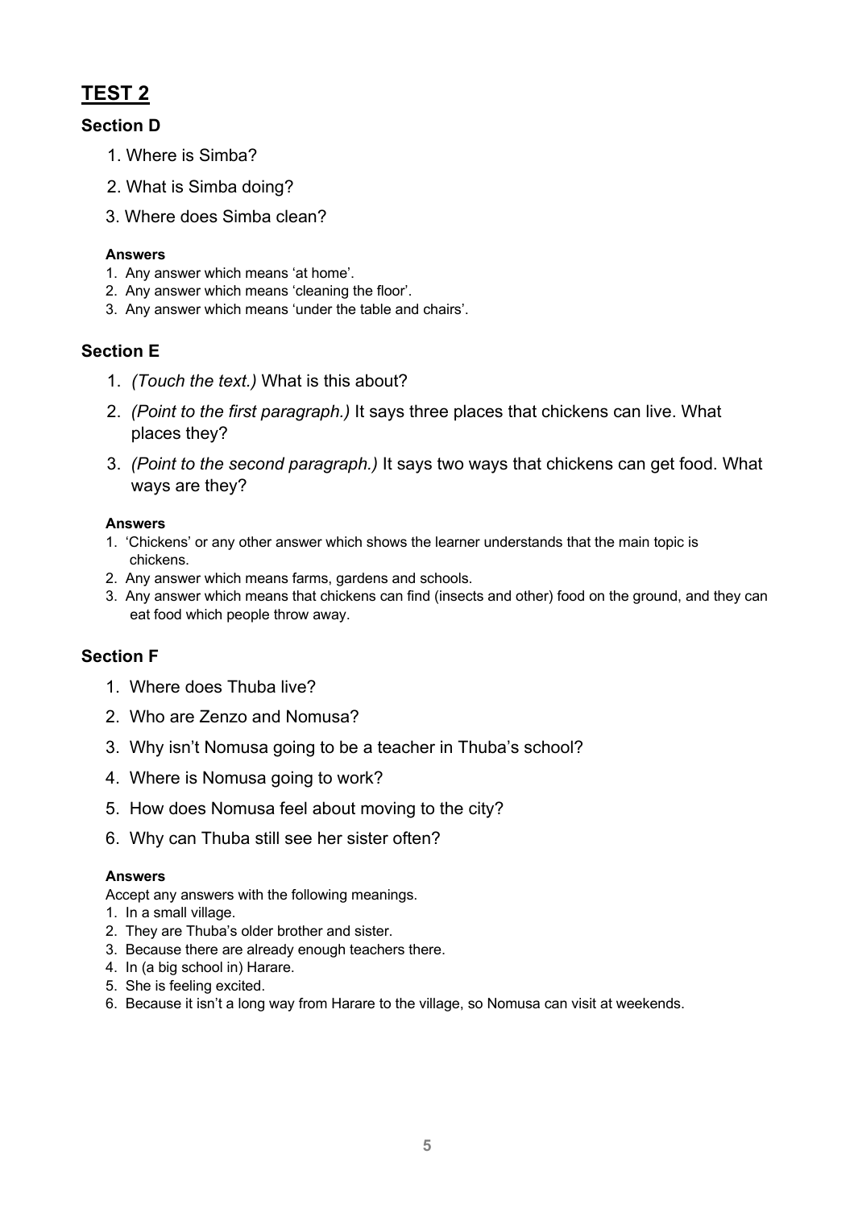# TEST 2

## Section D

1. Where is Simba?
2. What is Simba doing?
3. Where does Simba clean?

**Answers**

1. Any answer which means 'at home'.
2. Any answer which means 'cleaning the floor'.
3. Any answer which means 'under the table and chairs'.

## Section E

1. *(Touch the text.)* What is this about?
2. *(Point to the first paragraph.)* It says three places that chickens can live. What places they?
3. *(Point to the second paragraph.)* It says two ways that chickens can get food. What ways are they?

**Answers**

1. 'Chickens' or any other answer which shows the learner understands that the main topic is chickens.
2. Any answer which means farms, gardens and schools.
3. Any answer which means that chickens can find (insects and other) food on the ground, and they can eat food which people throw away.

## Section F

1. Where does Thuba live?
2. Who are Zenzo and Nomusa?
3. Why isn't Nomusa going to be a teacher in Thuba's school?
4. Where is Nomusa going to work?
5. How does Nomusa feel about moving to the city?
6. Why can Thuba still see her sister often?

**Answers**

Accept any answers with the following meanings.

1. In a small village.
2. They are Thuba's older brother and sister.
3. Because there are already enough teachers there.
4. In (a big school in) Harare.
5. She is feeling excited.
6. Because it isn't a long way from Harare to the village, so Nomusa can visit at weekends.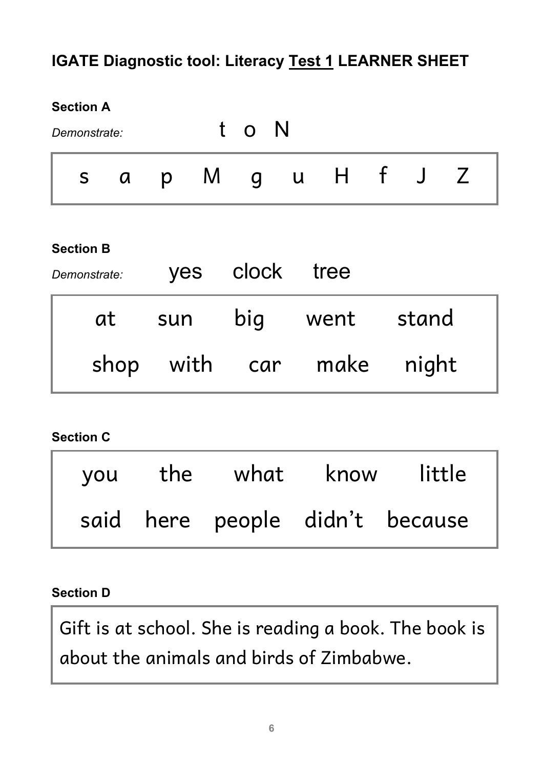## IGATE Diagnostic tool: Literacy Test 1 LEARNER SHEET

**Section A**

*Demonstrate:* t o N

| s | a | p | M | g | u | H | f | J | Z |
|---|---|---|---|---|---|---|---|---|---|

**Section B**

*Demonstrate:* yes clock tree

| at | sun | big | went | stand |
|---|---|---|---|---|
| shop | with | car | make | night |

**Section C**

| you | the | what | know | little |
|---|---|---|---|---|
| said | here | people | didn't | because |

**Section D**

Gift is at school. She is reading a book. The book is about the animals and birds of Zimbabwe.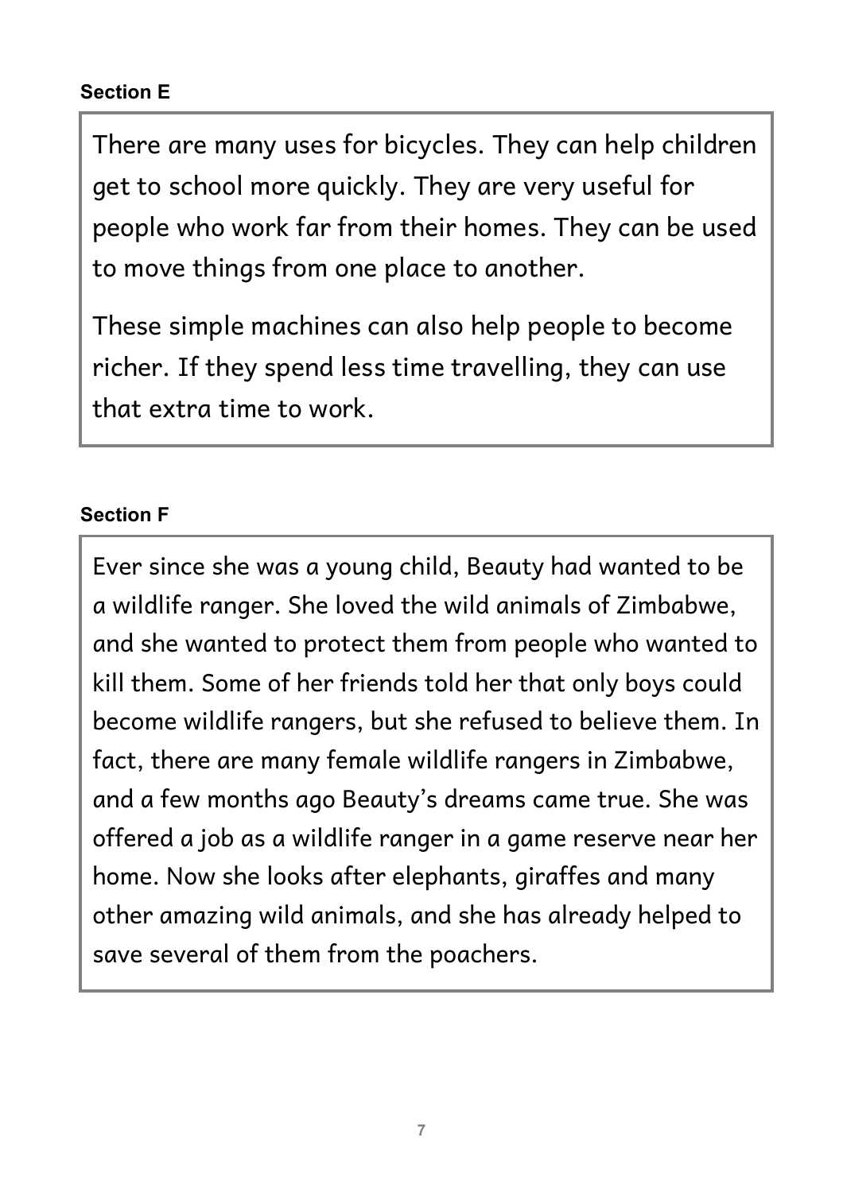**Section E**

There are many uses for bicycles. They can help children get to school more quickly. They are very useful for people who work far from their homes. They can be used to move things from one place to another.

These simple machines can also help people to become richer. If they spend less time travelling, they can use that extra time to work.

**Section F**

Ever since she was a young child, Beauty had wanted to be a wildlife ranger. She loved the wild animals of Zimbabwe, and she wanted to protect them from people who wanted to kill them. Some of her friends told her that only boys could become wildlife rangers, but she refused to believe them. In fact, there are many female wildlife rangers in Zimbabwe, and a few months ago Beauty's dreams came true. She was offered a job as a wildlife ranger in a game reserve near her home. Now she looks after elephants, giraffes and many other amazing wild animals, and she has already helped to save several of them from the poachers.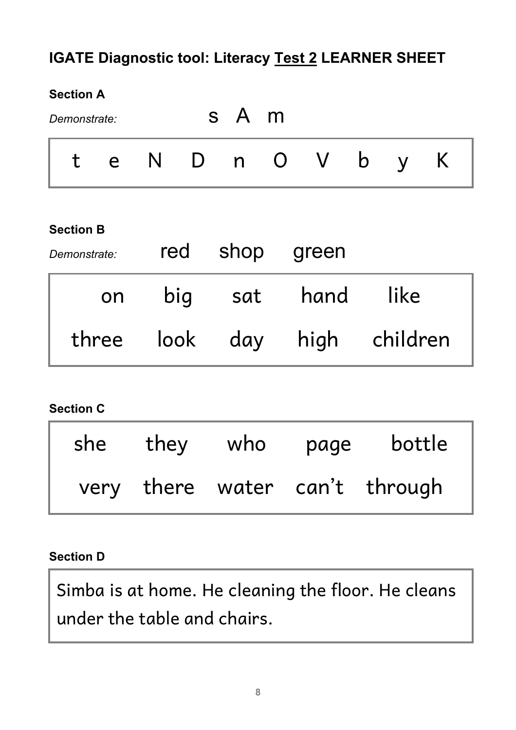## IGATE Diagnostic tool: Literacy <u>Test 2</u> LEARNER SHEET

**Section A**

*Demonstrate:* s A m

| t | e | N | D | n | O | V | b | y | K |
|---|---|---|---|---|---|---|---|---|---|

**Section B**

*Demonstrate:* red shop green

| on | big | sat | hand | like |
|---|---|---|---|---|
| three | look | day | high | children |

**Section C**

| she | they | who | page | bottle |
|---|---|---|---|---|
| very | there | water | can't | through |

**Section D**

Simba is at home. He cleaning the floor. He cleans under the table and chairs.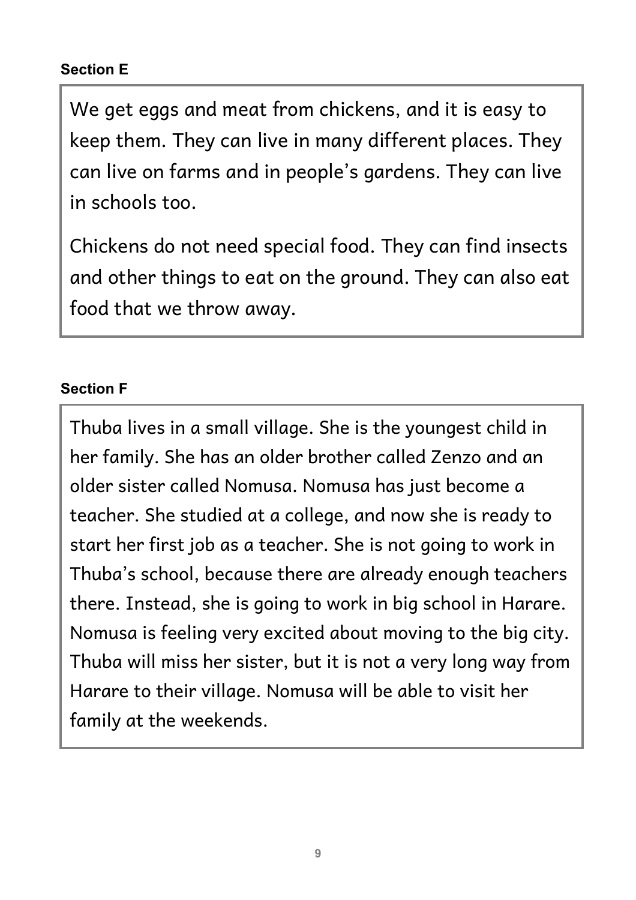**Section E**

We get eggs and meat from chickens, and it is easy to keep them. They can live in many different places. They can live on farms and in people's gardens. They can live in schools too.

Chickens do not need special food. They can find insects and other things to eat on the ground. They can also eat food that we throw away.

**Section F**

Thuba lives in a small village. She is the youngest child in her family. She has an older brother called Zenzo and an older sister called Nomusa. Nomusa has just become a teacher. She studied at a college, and now she is ready to start her first job as a teacher. She is not going to work in Thuba's school, because there are already enough teachers there. Instead, she is going to work in big school in Harare. Nomusa is feeling very excited about moving to the big city. Thuba will miss her sister, but it is not a very long way from Harare to their village. Nomusa will be able to visit her family at the weekends.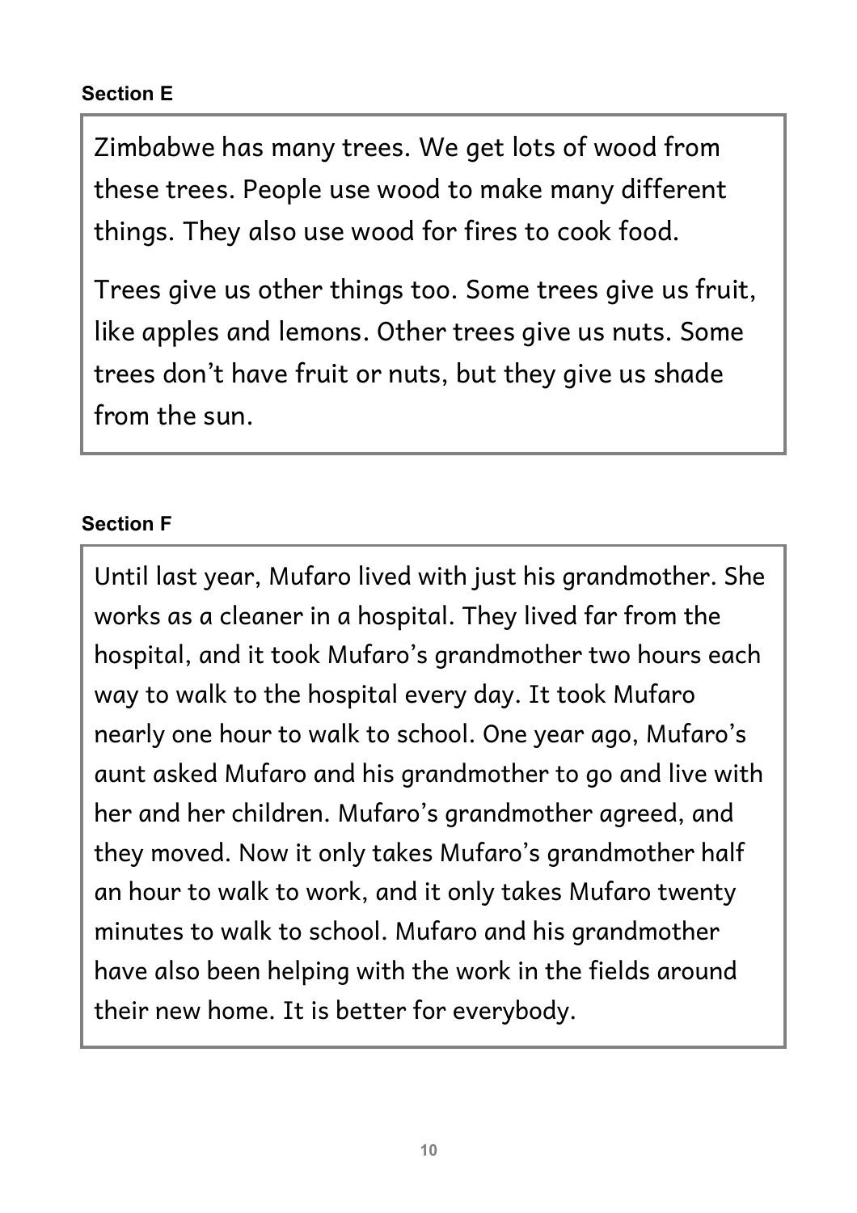**Section E**

Zimbabwe has many trees. We get lots of wood from these trees. People use wood to make many different things. They also use wood for fires to cook food.

Trees give us other things too. Some trees give us fruit, like apples and lemons. Other trees give us nuts. Some trees don't have fruit or nuts, but they give us shade from the sun.

**Section F**

Until last year, Mufaro lived with just his grandmother. She works as a cleaner in a hospital. They lived far from the hospital, and it took Mufaro's grandmother two hours each way to walk to the hospital every day. It took Mufaro nearly one hour to walk to school. One year ago, Mufaro's aunt asked Mufaro and his grandmother to go and live with her and her children. Mufaro's grandmother agreed, and they moved. Now it only takes Mufaro's grandmother half an hour to walk to work, and it only takes Mufaro twenty minutes to walk to school. Mufaro and his grandmother have also been helping with the work in the fields around their new home. It is better for everybody.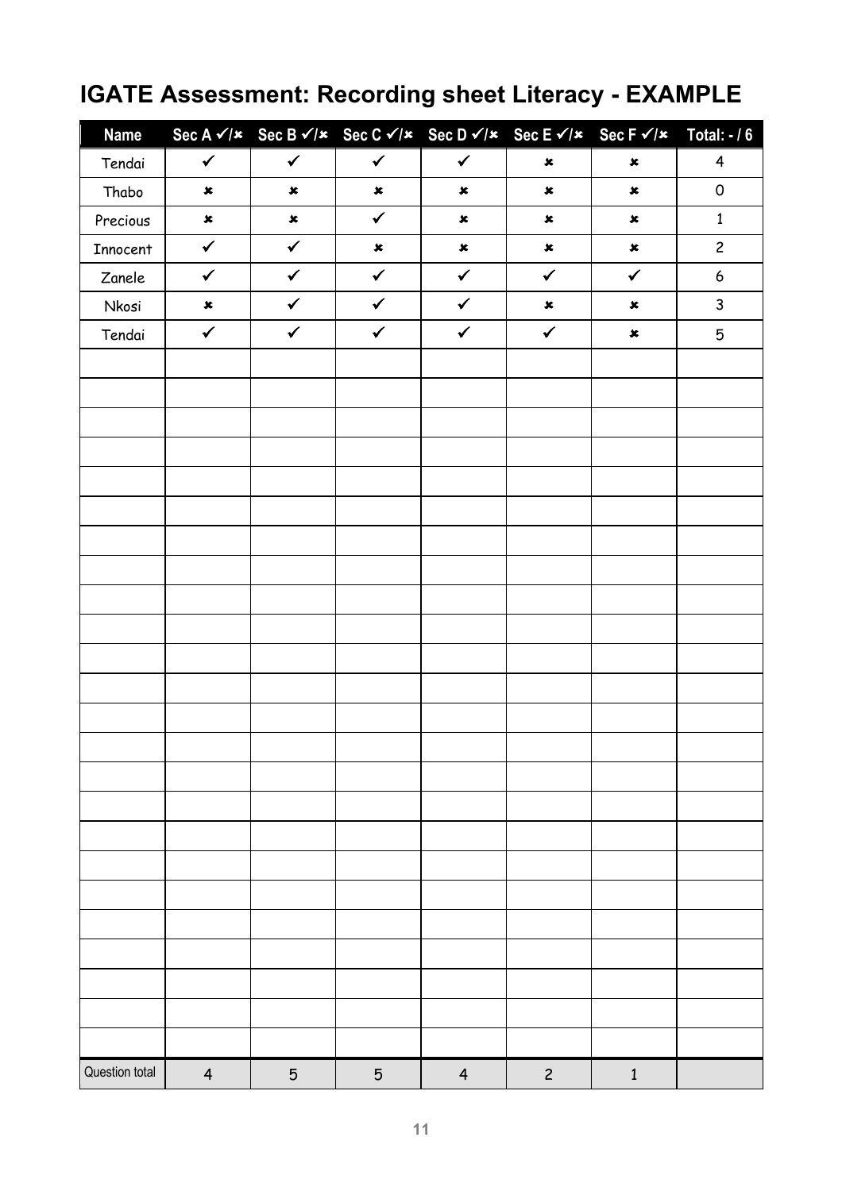# IGATE Assessment: Recording sheet Literacy - EXAMPLE

| Name | Sec A ✓/✗ | Sec B ✓/✗ | Sec C ✓/✗ | Sec D ✓/✗ | Sec E ✓/✗ | Sec F ✓/✗ | Total: - / 6 |
|---|---|---|---|---|---|---|---|
| Tendai | ✓ | ✓ | ✓ | ✓ | ✗ | ✗ | 4 |
| Thabo | ✗ | ✗ | ✗ | ✗ | ✗ | ✗ | 0 |
| Precious | ✗ | ✗ | ✓ | ✗ | ✗ | ✗ | 1 |
| Innocent | ✓ | ✓ | ✗ | ✗ | ✗ | ✗ | 2 |
| Zanele | ✓ | ✓ | ✓ | ✓ | ✓ | ✓ | 6 |
| Nkosi | ✗ | ✓ | ✓ | ✓ | ✗ | ✗ | 3 |
| Tendai | ✓ | ✓ | ✓ | ✓ | ✓ | ✗ | 5 |
| | | | | | | | |
| | | | | | | | |
| | | | | | | | |
| | | | | | | | |
| | | | | | | | |
| | | | | | | | |
| | | | | | | | |
| | | | | | | | |
| | | | | | | | |
| | | | | | | | |
| | | | | | | | |
| | | | | | | | |
| | | | | | | | |
| | | | | | | | |
| | | | | | | | |
| | | | | | | | |
| | | | | | | | |
| | | | | | | | |
| | | | | | | | |
| | | | | | | | |
| | | | | | | | |
| | | | | | | | |
| | | | | | | | |
| | | | | | | | |
| Question total | 4 | 5 | 5 | 4 | 2 | 1 | |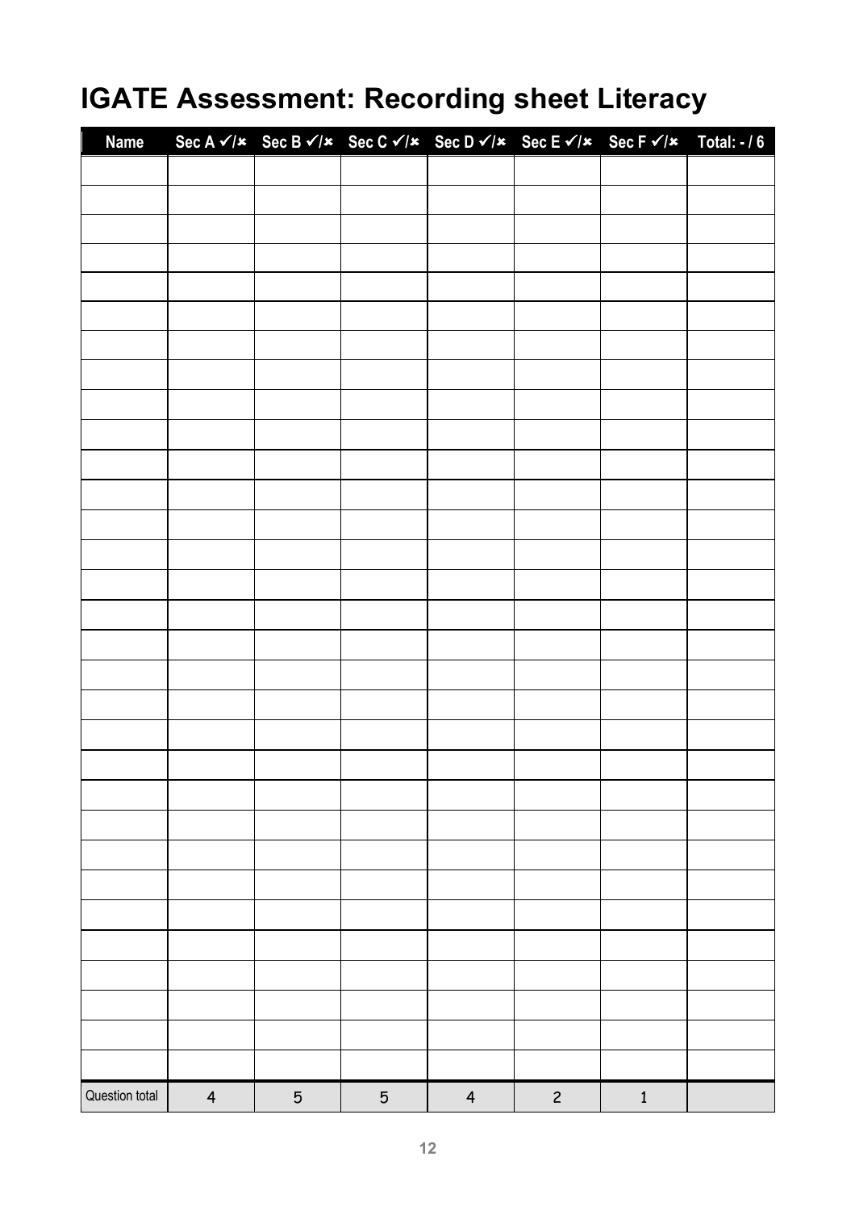# IGATE Assessment: Recording sheet Literacy

| Name | Sec A ✓/✗ | Sec B ✓/✗ | Sec C ✓/✗ | Sec D ✓/✗ | Sec E ✓/✗ | Sec F ✓/✗ | Total: - / 6 |
|---|---|---|---|---|---|---|---|
| | | | | | | | |
| | | | | | | | |
| | | | | | | | |
| | | | | | | | |
| | | | | | | | |
| | | | | | | | |
| | | | | | | | |
| | | | | | | | |
| | | | | | | | |
| | | | | | | | |
| | | | | | | | |
| | | | | | | | |
| | | | | | | | |
| | | | | | | | |
| | | | | | | | |
| | | | | | | | |
| | | | | | | | |
| | | | | | | | |
| | | | | | | | |
| | | | | | | | |
| | | | | | | | |
| | | | | | | | |
| | | | | | | | |
| | | | | | | | |
| | | | | | | | |
| | | | | | | | |
| | | | | | | | |
| | | | | | | | |
| | | | | | | | |
| | | | | | | | |
| | | | | | | | |
| Question total | 4 | 5 | 5 | 4 | 2 | 1 | |